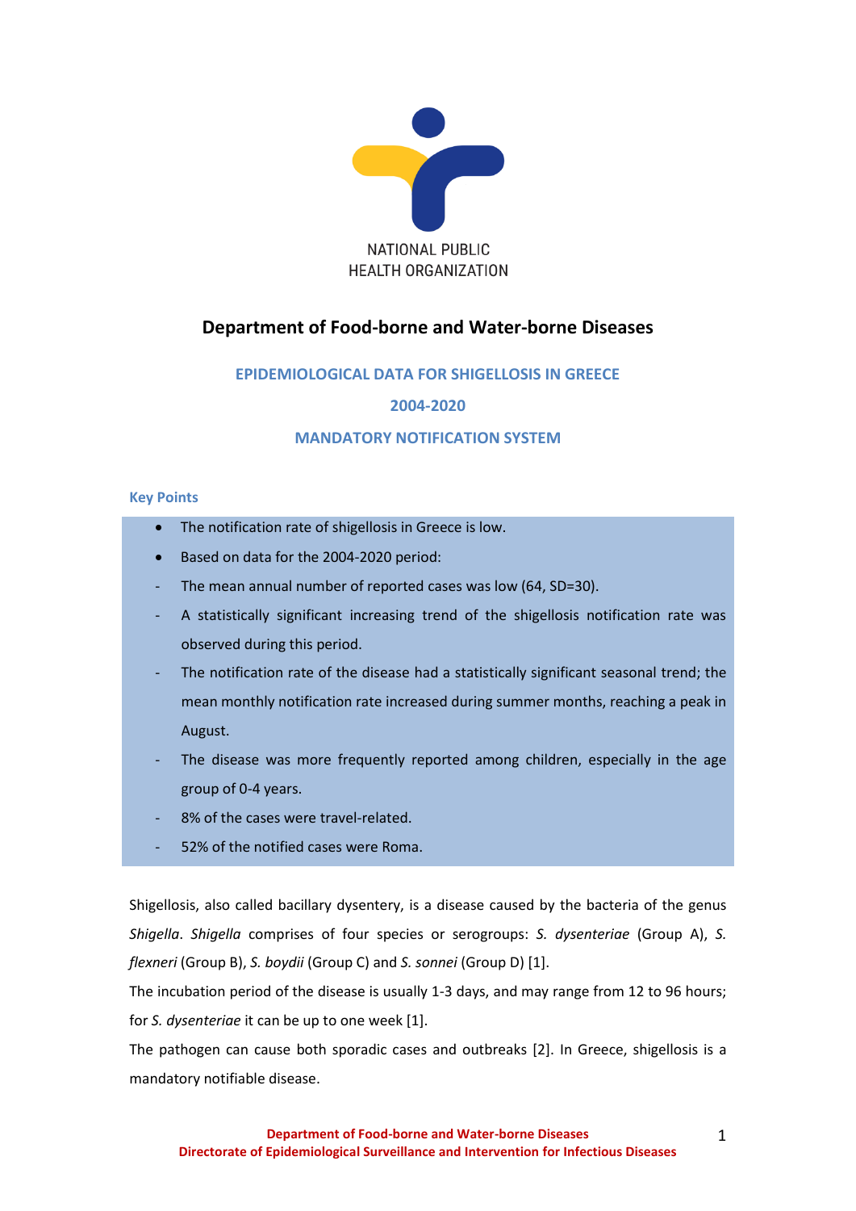NATIONAL PUBLIC HEALTH ORGANIZATION

# Department of Food-borne and Water-borne Diseases

## EPIDEMIOLOGICAL DATA FOR SHIGELLOSIS IN GREECE

## 2004-2020

## MANDATORY NOTIFICATION SYSTEM

### Key Points

- The notification rate of shigellosis in Greece is low.
- Based on data for the 2004-2020 period:
  - The mean annual number of reported cases was low (64, SD=30).
  - A statistically significant increasing trend of the shigellosis notification rate was observed during this period.
  - The notification rate of the disease had a statistically significant seasonal trend; the mean monthly notification rate increased during summer months, reaching a peak in August.
  - The disease was more frequently reported among children, especially in the age group of 0-4 years.
  - 8% of the cases were travel-related.
  - 52% of the notified cases were Roma.

Shigellosis, also called bacillary dysentery, is a disease caused by the bacteria of the genus *Shigella*. *Shigella* comprises of four species or serogroups: *S. dysenteriae* (Group A), *S. flexneri* (Group B), *S. boydii* (Group C) and *S. sonnei* (Group D) [1].

The incubation period of the disease is usually 1-3 days, and may range from 12 to 96 hours; for *S. dysenteriae* it can be up to one week [1].

The pathogen can cause both sporadic cases and outbreaks [2]. In Greece, shigellosis is a mandatory notifiable disease.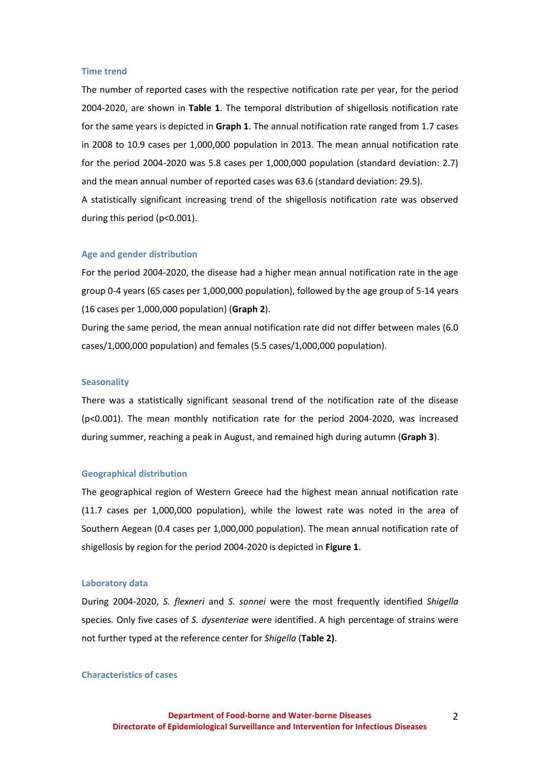### Time trend

The number of reported cases with the respective notification rate per year, for the period 2004-2020, are shown in **Table 1**. The temporal distribution of shigellosis notification rate for the same years is depicted in **Graph 1**. The annual notification rate ranged from 1.7 cases in 2008 to 10.9 cases per 1,000,000 population in 2013. The mean annual notification rate for the period 2004-2020 was 5.8 cases per 1,000,000 population (standard deviation: 2.7) and the mean annual number of reported cases was 63.6 (standard deviation: 29.5).

A statistically significant increasing trend of the shigellosis notification rate was observed during this period ($p<0.001$).

### Age and gender distribution

For the period 2004-2020, the disease had a higher mean annual notification rate in the age group 0-4 years (65 cases per 1,000,000 population), followed by the age group of 5-14 years (16 cases per 1,000,000 population) (**Graph 2**).

During the same period, the mean annual notification rate did not differ between males (6.0 cases/1,000,000 population) and females (5.5 cases/1,000,000 population).

### Seasonality

There was a statistically significant seasonal trend of the notification rate of the disease ($p<0.001$). The mean monthly notification rate for the period 2004-2020, was increased during summer, reaching a peak in August, and remained high during autumn (**Graph 3**).

### Geographical distribution

The geographical region of Western Greece had the highest mean annual notification rate (11.7 cases per 1,000,000 population), while the lowest rate was noted in the area of Southern Aegean (0.4 cases per 1,000,000 population). The mean annual notification rate of shigellosis by region for the period 2004-2020 is depicted in **Figure 1**.

### Laboratory data

During 2004-2020, *S. flexneri* and *S. sonnei* were the most frequently identified *Shigella* species. Only five cases of *S. dysenteriae* were identified. A high percentage of strains were not further typed at the reference center for *Shigella* (**Table 2)**.

### Characteristics of cases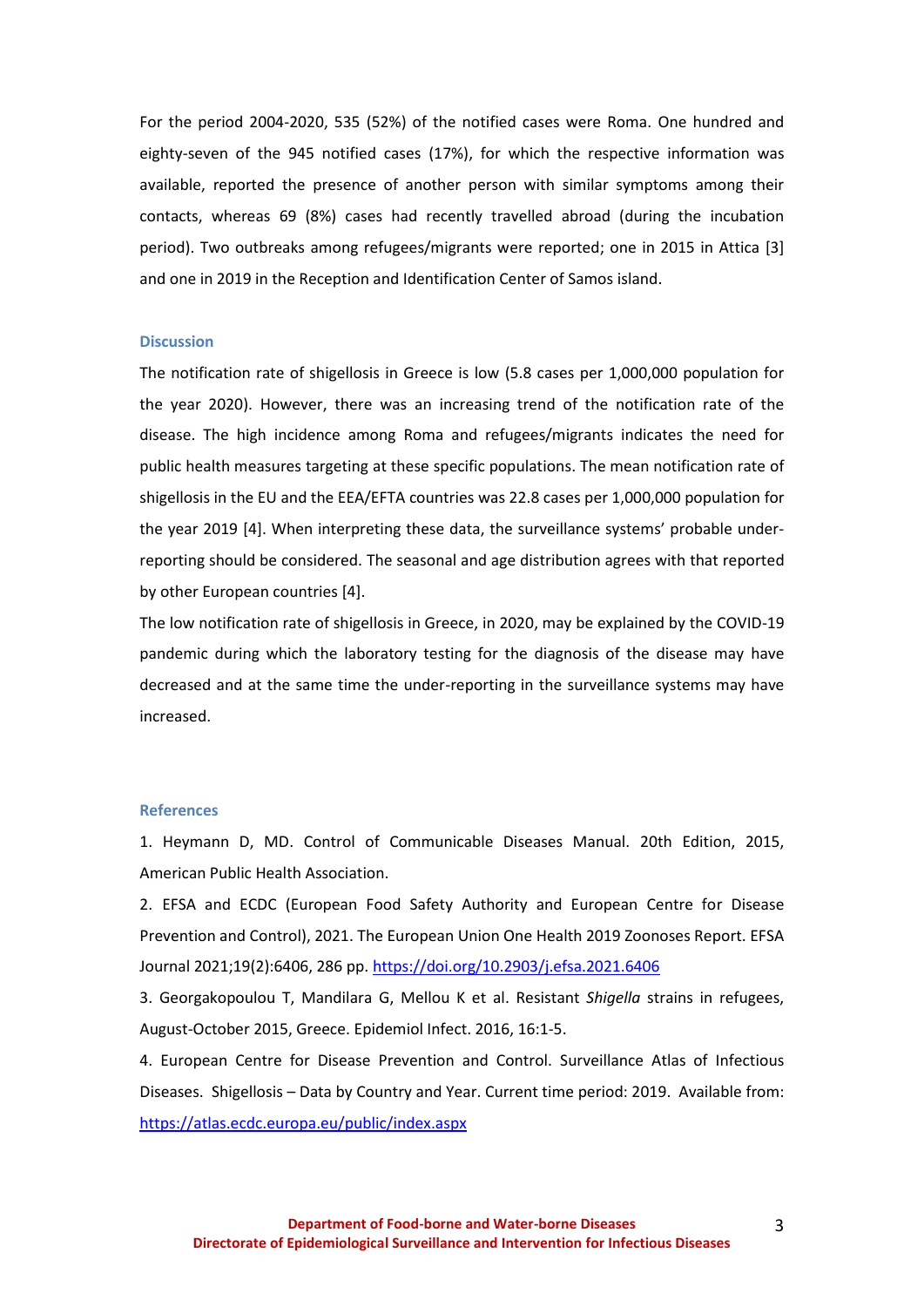For the period 2004-2020, 535 (52%) of the notified cases were Roma. One hundred and eighty-seven of the 945 notified cases (17%), for which the respective information was available, reported the presence of another person with similar symptoms among their contacts, whereas 69 (8%) cases had recently travelled abroad (during the incubation period). Two outbreaks among refugees/migrants were reported; one in 2015 in Attica [3] and one in 2019 in the Reception and Identification Center of Samos island.

## Discussion

The notification rate of shigellosis in Greece is low (5.8 cases per 1,000,000 population for the year 2020). However, there was an increasing trend of the notification rate of the disease. The high incidence among Roma and refugees/migrants indicates the need for public health measures targeting at these specific populations. The mean notification rate of shigellosis in the EU and the EEA/EFTA countries was 22.8 cases per 1,000,000 population for the year 2019 [4]. When interpreting these data, the surveillance systems' probable under-reporting should be considered. The seasonal and age distribution agrees with that reported by other European countries [4].

The low notification rate of shigellosis in Greece, in 2020, may be explained by the COVID-19 pandemic during which the laboratory testing for the diagnosis of the disease may have decreased and at the same time the under-reporting in the surveillance systems may have increased.

## References

1. Heymann D, MD. Control of Communicable Diseases Manual. 20th Edition, 2015, American Public Health Association.
2. EFSA and ECDC (European Food Safety Authority and European Centre for Disease Prevention and Control), 2021. The European Union One Health 2019 Zoonoses Report. EFSA Journal 2021;19(2):6406, 286 pp. https://doi.org/10.2903/j.efsa.2021.6406
3. Georgakopoulou T, Mandilara G, Mellou K et al. Resistant *Shigella* strains in refugees, August-October 2015, Greece. Epidemiol Infect. 2016, 16:1-5.
4. European Centre for Disease Prevention and Control. Surveillance Atlas of Infectious Diseases. Shigellosis – Data by Country and Year. Current time period: 2019. Available from: https://atlas.ecdc.europa.eu/public/index.aspx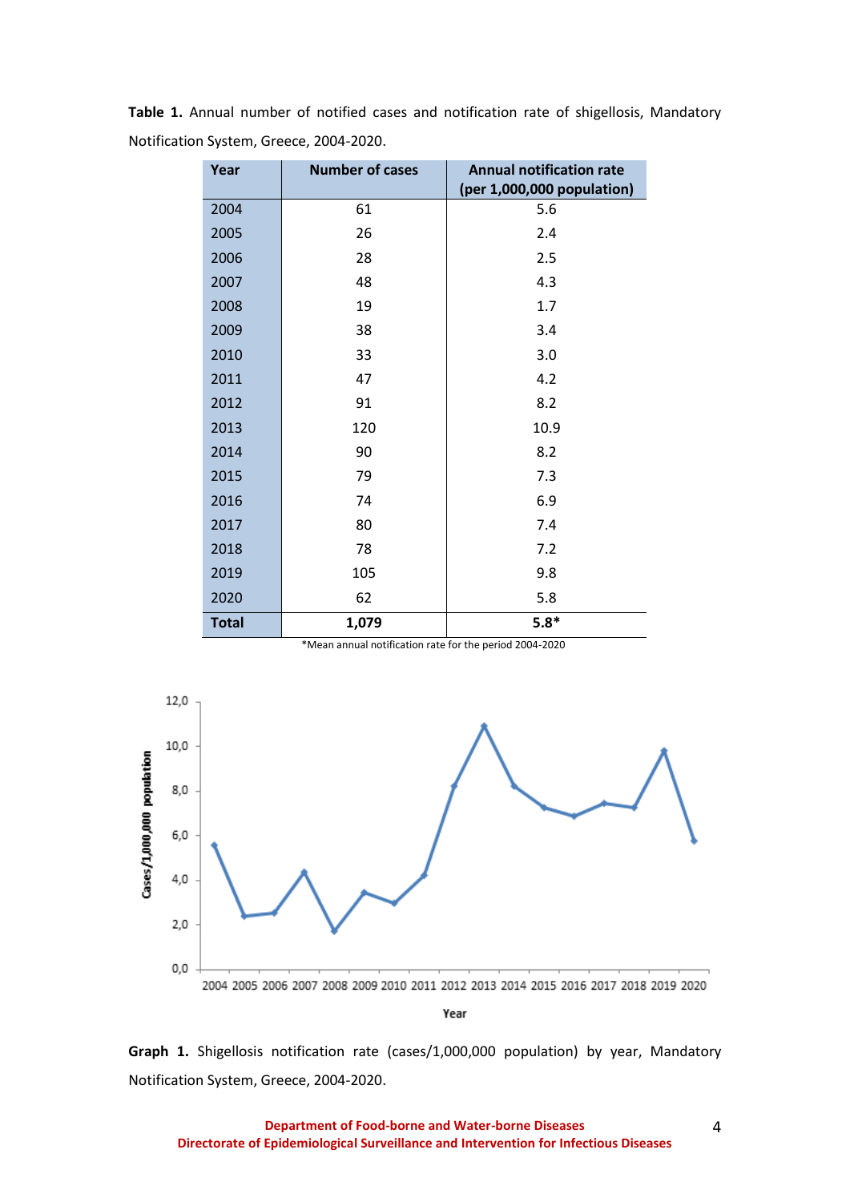**Table 1.** Annual number of notified cases and notification rate of shigellosis, Mandatory Notification System, Greece, 2004-2020.

| Year | Number of cases | Annual notification rate (per 1,000,000 population) |
|---|---|---|
| 2004 | 61 | 5.6 |
| 2005 | 26 | 2.4 |
| 2006 | 28 | 2.5 |
| 2007 | 48 | 4.3 |
| 2008 | 19 | 1.7 |
| 2009 | 38 | 3.4 |
| 2010 | 33 | 3.0 |
| 2011 | 47 | 4.2 |
| 2012 | 91 | 8.2 |
| 2013 | 120 | 10.9 |
| 2014 | 90 | 8.2 |
| 2015 | 79 | 7.3 |
| 2016 | 74 | 6.9 |
| 2017 | 80 | 7.4 |
| 2018 | 78 | 7.2 |
| 2019 | 105 | 9.8 |
| 2020 | 62 | 5.8 |
| **Total** | **1,079** | **5.8*** |

*Mean annual notification rate for the period 2004-2020

**Graph 1.** Shigellosis notification rate (cases/1,000,000 population) by year, Mandatory Notification System, Greece, 2004-2020.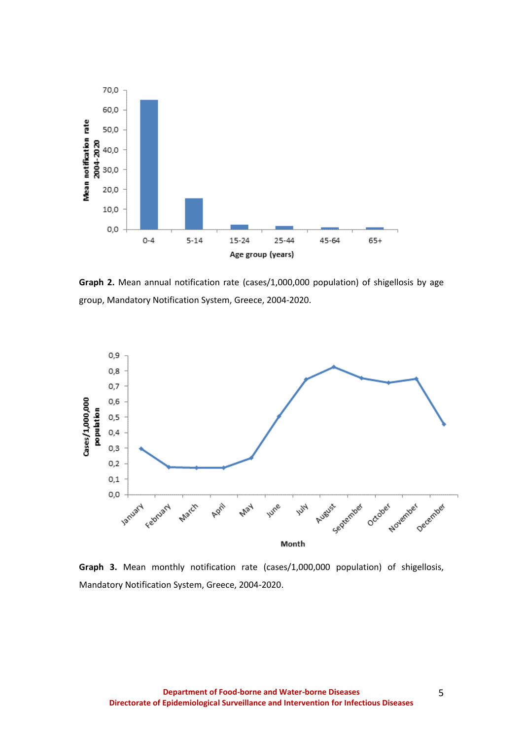**Graph 2.** Mean annual notification rate (cases/1,000,000 population) of shigellosis by age group, Mandatory Notification System, Greece, 2004-2020.

**Graph 3.** Mean monthly notification rate (cases/1,000,000 population) of shigellosis, Mandatory Notification System, Greece, 2004-2020.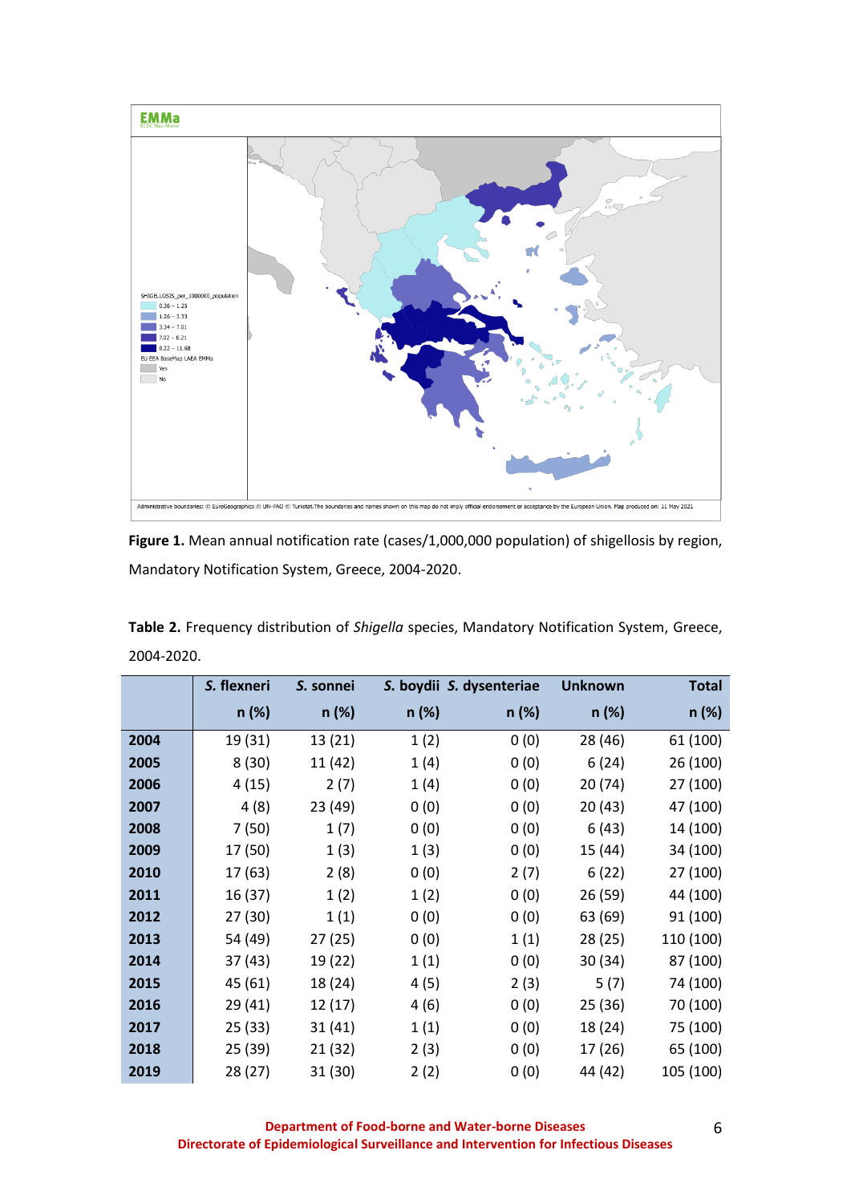**Figure 1.** Mean annual notification rate (cases/1,000,000 population) of shigellosis by region, Mandatory Notification System, Greece, 2004-2020.

**Table 2.** Frequency distribution of *Shigella* species, Mandatory Notification System, Greece, 2004-2020.

| | *S. flexneri* | *S. sonnei* | *S. boydii* | *S. dysenteriae* | Unknown | Total |
|---|---|---|---|---|---|---|
| | n (%) | n (%) | n (%) | n (%) | n (%) | n (%) |
| **2004** | 19 (31) | 13 (21) | 1 (2) | 0 (0) | 28 (46) | 61 (100) |
| **2005** | 8 (30) | 11 (42) | 1 (4) | 0 (0) | 6 (24) | 26 (100) |
| **2006** | 4 (15) | 2 (7) | 1 (4) | 0 (0) | 20 (74) | 27 (100) |
| **2007** | 4 (8) | 23 (49) | 0 (0) | 0 (0) | 20 (43) | 47 (100) |
| **2008** | 7 (50) | 1 (7) | 0 (0) | 0 (0) | 6 (43) | 14 (100) |
| **2009** | 17 (50) | 1 (3) | 1 (3) | 0 (0) | 15 (44) | 34 (100) |
| **2010** | 17 (63) | 2 (8) | 0 (0) | 2 (7) | 6 (22) | 27 (100) |
| **2011** | 16 (37) | 1 (2) | 1 (2) | 0 (0) | 26 (59) | 44 (100) |
| **2012** | 27 (30) | 1 (1) | 0 (0) | 0 (0) | 63 (69) | 91 (100) |
| **2013** | 54 (49) | 27 (25) | 0 (0) | 1 (1) | 28 (25) | 110 (100) |
| **2014** | 37 (43) | 19 (22) | 1 (1) | 0 (0) | 30 (34) | 87 (100) |
| **2015** | 45 (61) | 18 (24) | 4 (5) | 2 (3) | 5 (7) | 74 (100) |
| **2016** | 29 (41) | 12 (17) | 4 (6) | 0 (0) | 25 (36) | 70 (100) |
| **2017** | 25 (33) | 31 (41) | 1 (1) | 0 (0) | 18 (24) | 75 (100) |
| **2018** | 25 (39) | 21 (32) | 2 (3) | 0 (0) | 17 (26) | 65 (100) |
| **2019** | 28 (27) | 31 (30) | 2 (2) | 0 (0) | 44 (42) | 105 (100) |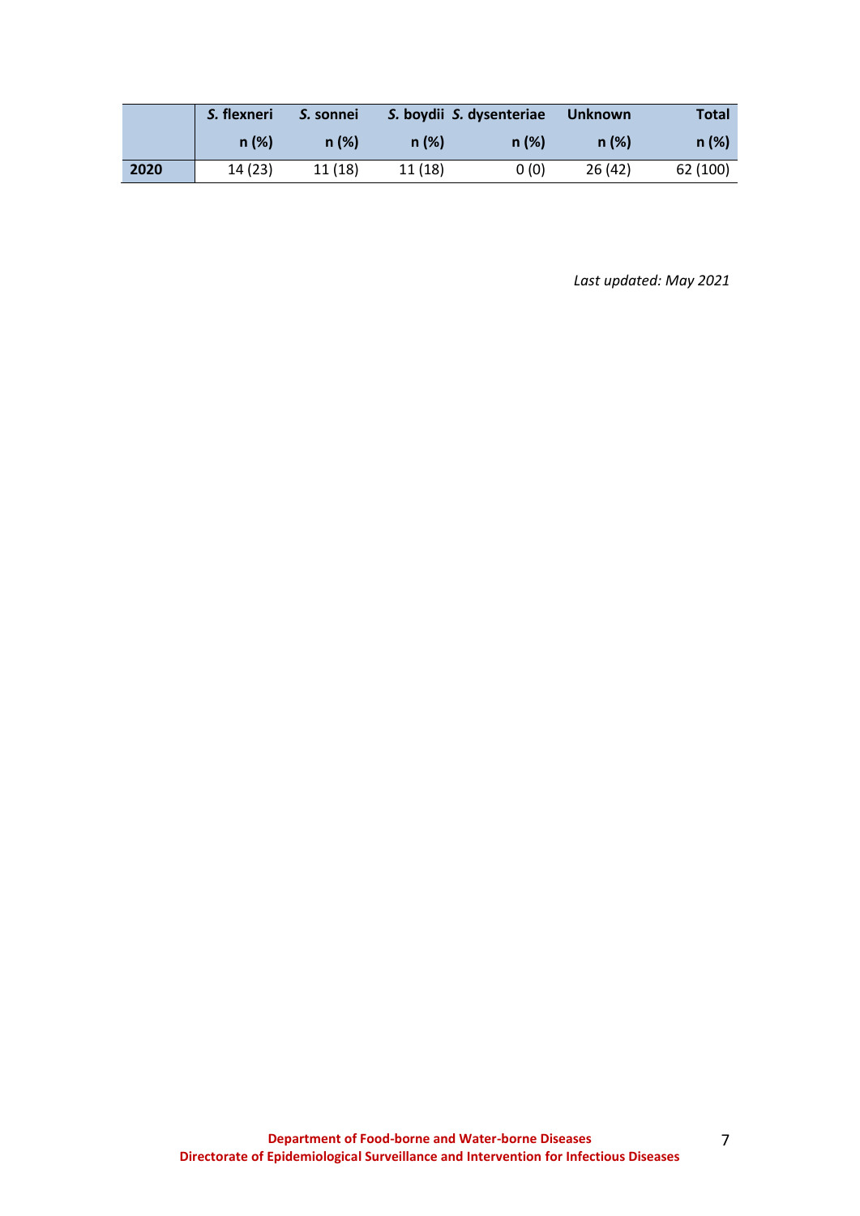| | *S.* flexneri | *S.* sonnei | *S.* boydii | *S.* dysenteriae | Unknown | Total |
|---|---|---|---|---|---|---|
| | n (%) | n (%) | n (%) | n (%) | n (%) | n (%) |
| **2020** | 14 (23) | 11 (18) | 11 (18) | 0 (0) | 26 (42) | 62 (100) |

*Last updated: May 2021*

**Department of Food-borne and Water-borne Diseases**
**Directorate of Epidemiological Surveillance and Intervention for Infectious Diseases**